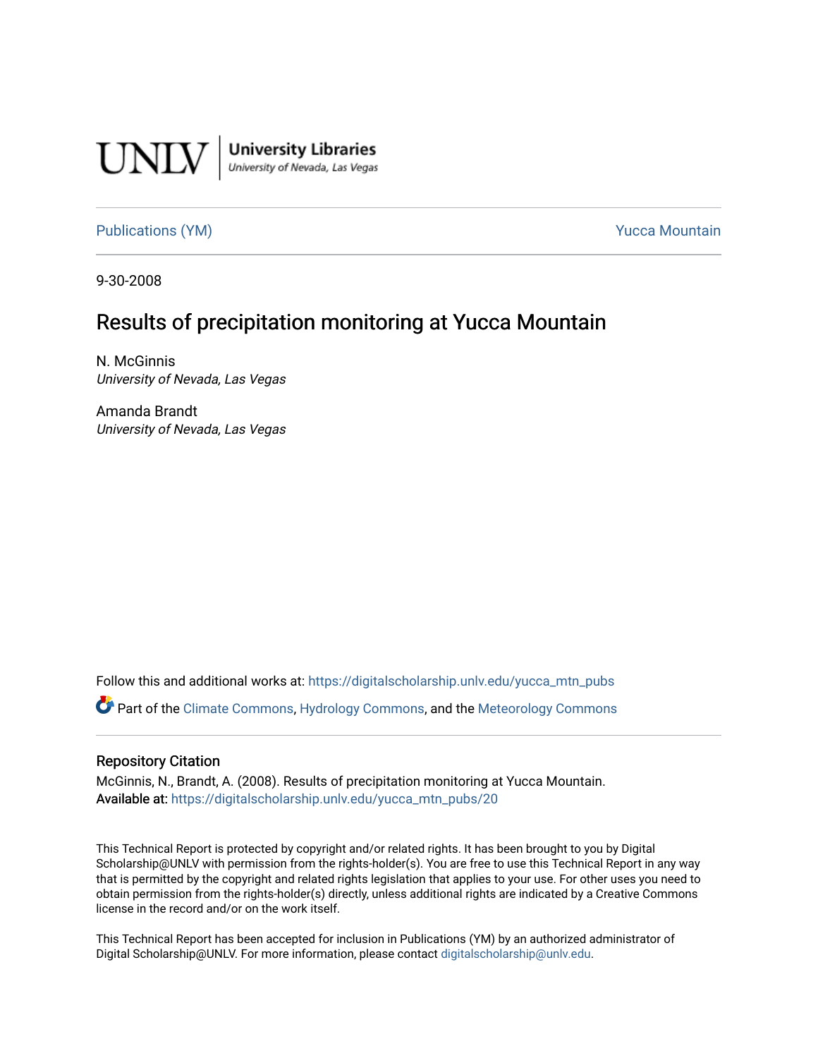UNLV | University Libraries
University of Nevada, Las Vegas

Publications (YM) Yucca Mountain

9-30-2008

# Results of precipitation monitoring at Yucca Mountain

N. McGinnis
*University of Nevada, Las Vegas*

Amanda Brandt
*University of Nevada, Las Vegas*

Follow this and additional works at: https://digitalscholarship.unlv.edu/yucca_mtn_pubs

Part of the Climate Commons, Hydrology Commons, and the Meteorology Commons

## Repository Citation

McGinnis, N., Brandt, A. (2008). Results of precipitation monitoring at Yucca Mountain.
**Available at:** https://digitalscholarship.unlv.edu/yucca_mtn_pubs/20

This Technical Report is protected by copyright and/or related rights. It has been brought to you by Digital Scholarship@UNLV with permission from the rights-holder(s). You are free to use this Technical Report in any way that is permitted by the copyright and related rights legislation that applies to your use. For other uses you need to obtain permission from the rights-holder(s) directly, unless additional rights are indicated by a Creative Commons license in the record and/or on the work itself.

This Technical Report has been accepted for inclusion in Publications (YM) by an authorized administrator of Digital Scholarship@UNLV. For more information, please contact digitalscholarship@unlv.edu.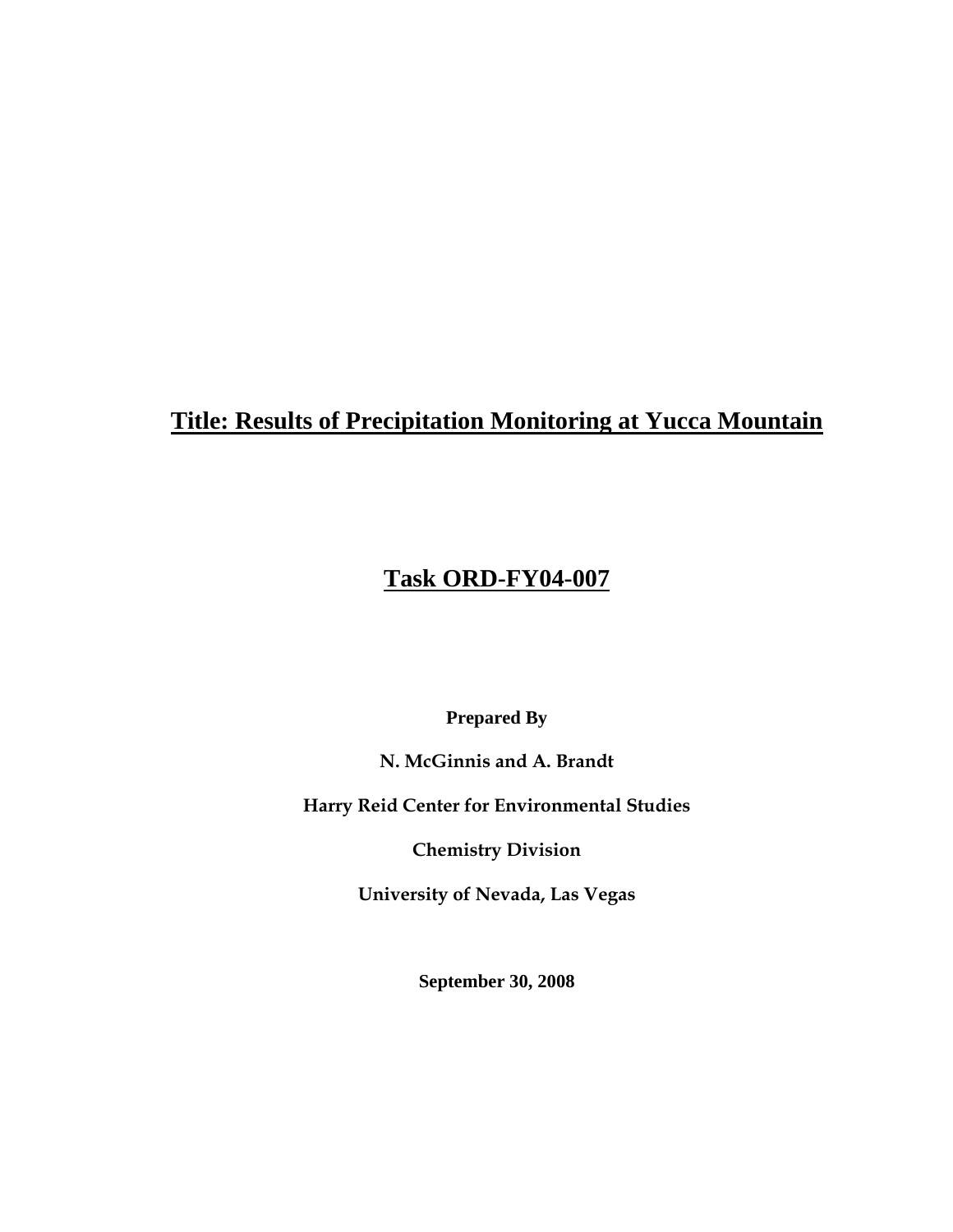# Title: Results of Precipitation Monitoring at Yucca Mountain

## Task ORD-FY04-007

**Prepared By**

**N. McGinnis and A. Brandt**

**Harry Reid Center for Environmental Studies**

**Chemistry Division**

**University of Nevada, Las Vegas**

**September 30, 2008**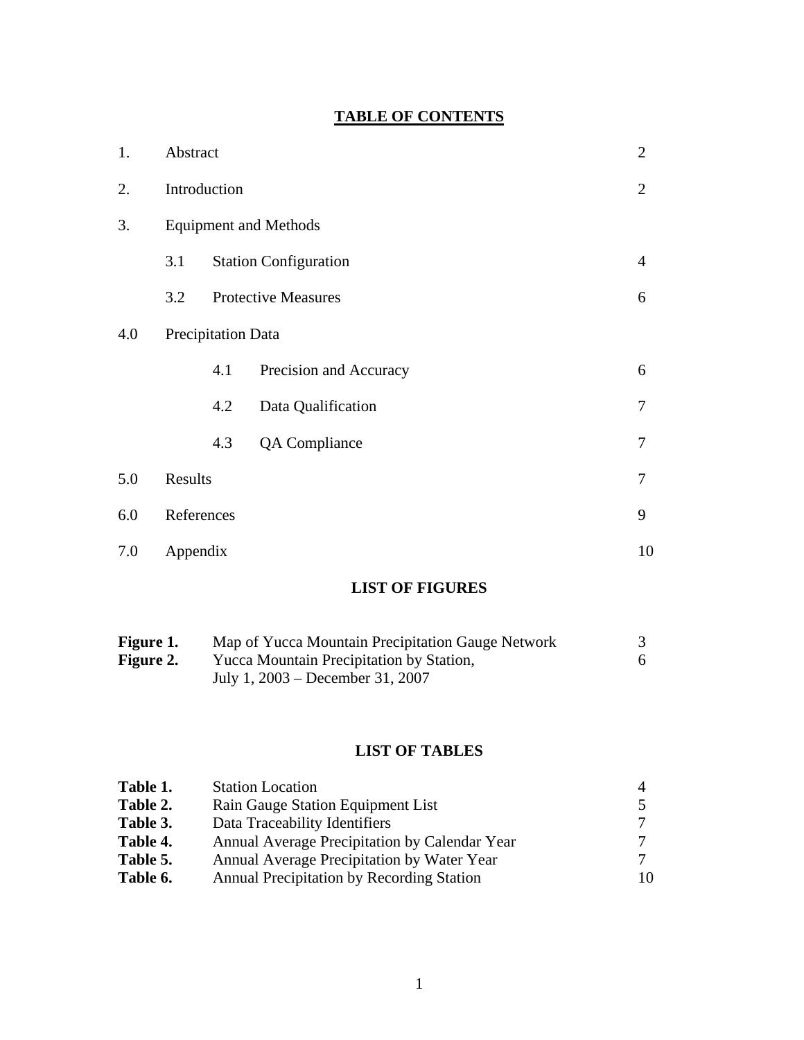# TABLE OF CONTENTS

| | | | |
|---|---|---|---|
| 1. | Abstract | | 2 |
| 2. | Introduction | | 2 |
| 3. | Equipment and Methods | | |
| | 3.1 | Station Configuration | 4 |
| | 3.2 | Protective Measures | 6 |
| 4.0 | Precipitation Data | | |
| | 4.1 | Precision and Accuracy | 6 |
| | 4.2 | Data Qualification | 7 |
| | 4.3 | QA Compliance | 7 |
| 5.0 | Results | | 7 |
| 6.0 | References | | 9 |
| 7.0 | Appendix | | 10 |

## LIST OF FIGURES

| | | |
|---|---|---|
| **Figure 1.** | Map of Yucca Mountain Precipitation Gauge Network | 3 |
| **Figure 2.** | Yucca Mountain Precipitation by Station, July 1, 2003 – December 31, 2007 | 6 |

## LIST OF TABLES

| | | |
|---|---|---|
| **Table 1.** | Station Location | 4 |
| **Table 2.** | Rain Gauge Station Equipment List | 5 |
| **Table 3.** | Data Traceability Identifiers | 7 |
| **Table 4.** | Annual Average Precipitation by Calendar Year | 7 |
| **Table 5.** | Annual Average Precipitation by Water Year | 7 |
| **Table 6.** | Annual Precipitation by Recording Station | 10 |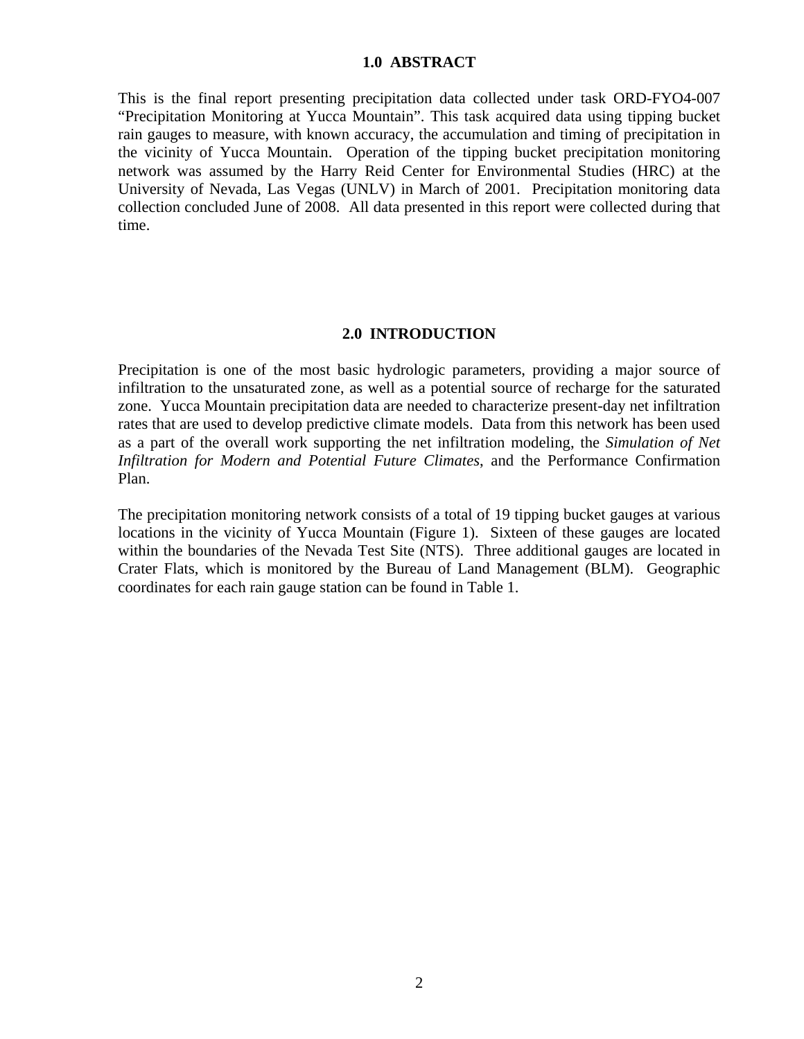## 1.0 ABSTRACT

This is the final report presenting precipitation data collected under task ORD-FYO4-007 "Precipitation Monitoring at Yucca Mountain". This task acquired data using tipping bucket rain gauges to measure, with known accuracy, the accumulation and timing of precipitation in the vicinity of Yucca Mountain. Operation of the tipping bucket precipitation monitoring network was assumed by the Harry Reid Center for Environmental Studies (HRC) at the University of Nevada, Las Vegas (UNLV) in March of 2001. Precipitation monitoring data collection concluded June of 2008. All data presented in this report were collected during that time.

## 2.0 INTRODUCTION

Precipitation is one of the most basic hydrologic parameters, providing a major source of infiltration to the unsaturated zone, as well as a potential source of recharge for the saturated zone. Yucca Mountain precipitation data are needed to characterize present-day net infiltration rates that are used to develop predictive climate models. Data from this network has been used as a part of the overall work supporting the net infiltration modeling, the *Simulation of Net Infiltration for Modern and Potential Future Climates*, and the Performance Confirmation Plan.

The precipitation monitoring network consists of a total of 19 tipping bucket gauges at various locations in the vicinity of Yucca Mountain (Figure 1). Sixteen of these gauges are located within the boundaries of the Nevada Test Site (NTS). Three additional gauges are located in Crater Flats, which is monitored by the Bureau of Land Management (BLM). Geographic coordinates for each rain gauge station can be found in Table 1.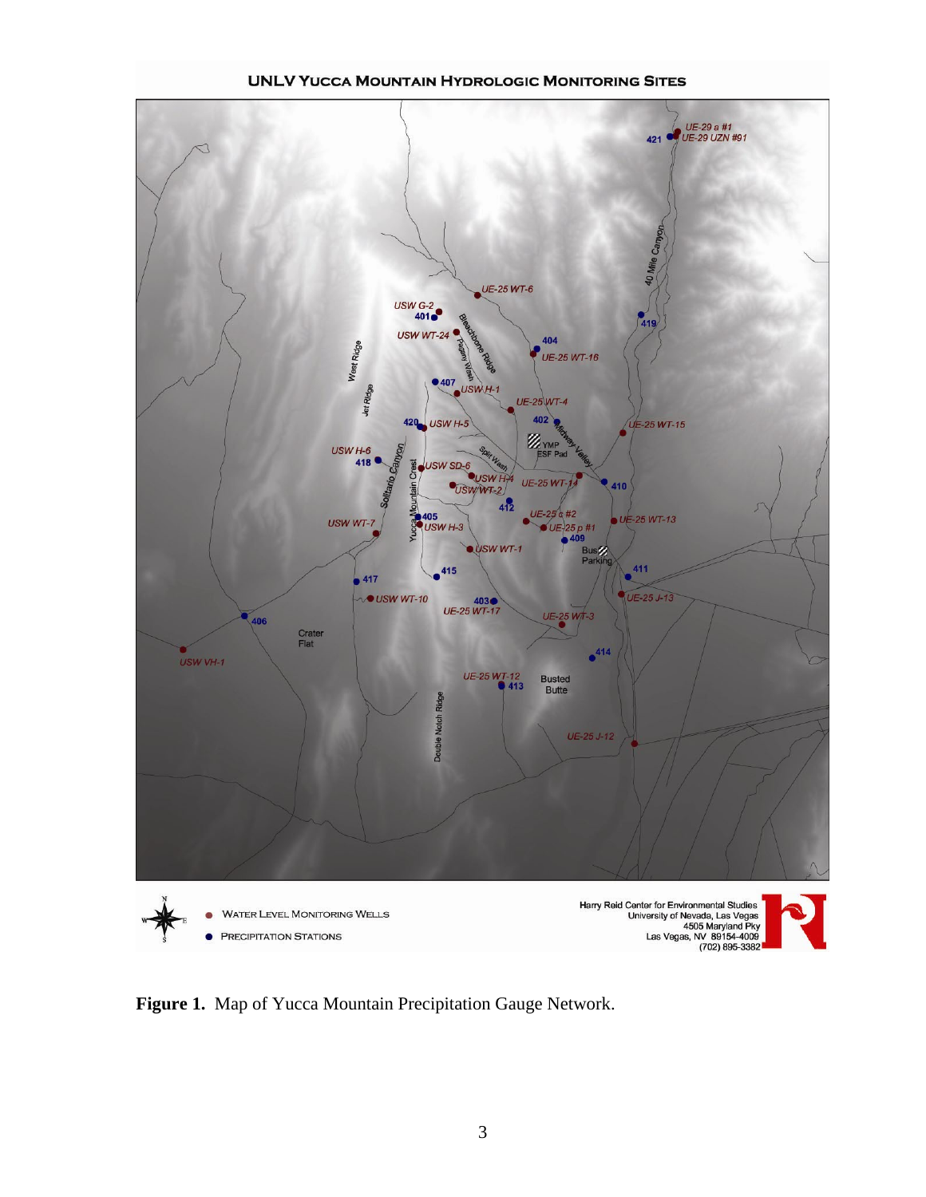UNLV YUCCA MOUNTAIN HYDROLOGIC MONITORING SITES

UE-29 a #1
UE-29 UZN #91
421
40 Mile Canyon
UE-25 WT-6
USW G-2
401
419
USW WT-24
Bleachbone Ridge
Pagany Wash
404
UE-25 WT-16
West Ridge
Jet Ridge
407
USW H-1
UE-25 WT-4
420
USW H-5
402
Midway Valley
UE-25 WT-15
YMP ESF Pad
USW H-6
418
Split Wash
Solitario Canyon
Yucca Mountain Crest
USW SD-6
USW H-4
UE-25 WT-14
410
USW WT-2
412
405
UE-25 a #2
USW WT-7
USW H-3
UE-25 p #1
UE-25 WT-13
409
USW WT-1
Bus Parking
415
411
417
USW WT-10
403
UE-25 J-13
UE-25 WT-17
406
UE-25 WT-3
Crater Flat
USW VH-1
414
UE-25 WT-12
413
Busted Butte
Double Notch Ridge
UE-25 J-12

WATER LEVEL MONITORING WELLS
PRECIPITATION STATIONS

Harry Reid Center for Environmental Studies
University of Nevada, Las Vegas
4505 Maryland Pky
Las Vegas, NV 89154-4009
(702) 895-3382

**Figure 1.** Map of Yucca Mountain Precipitation Gauge Network.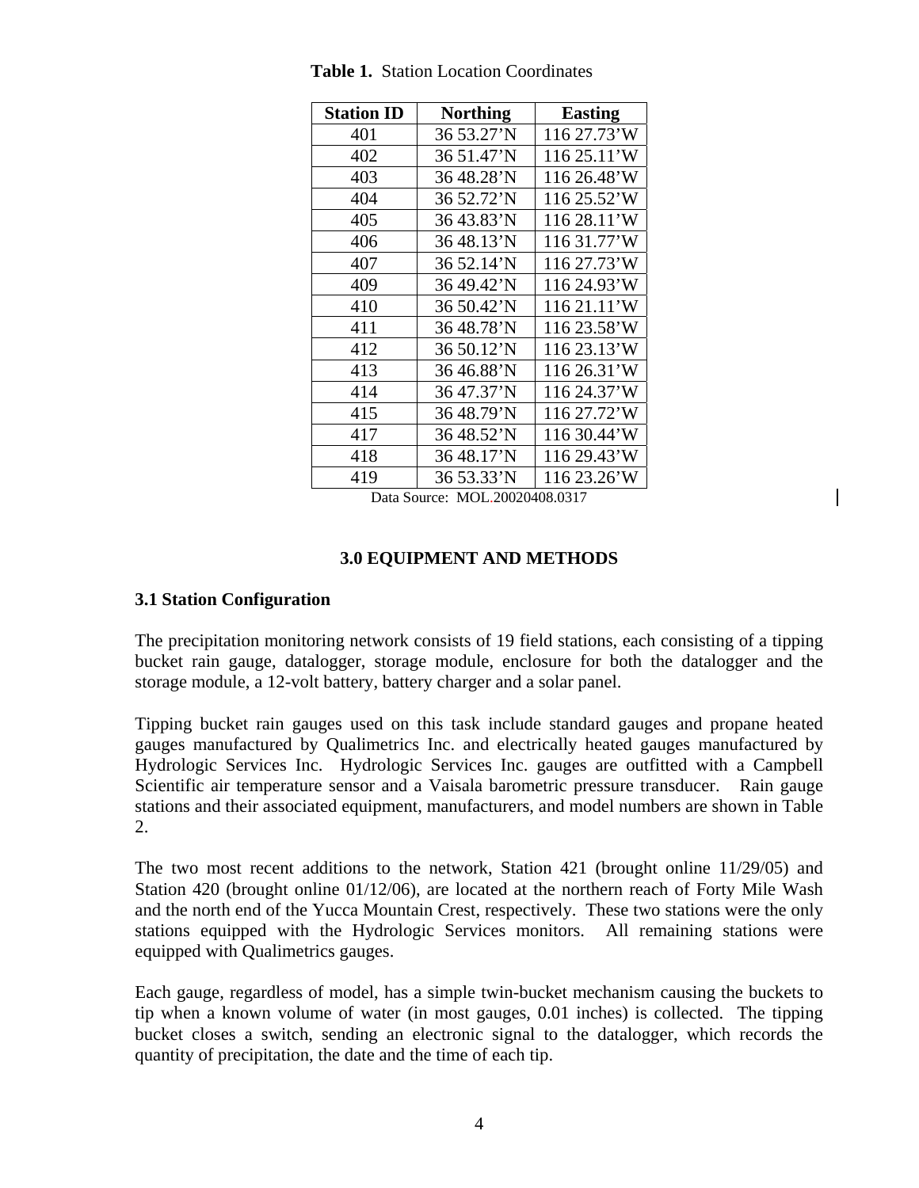**Table 1.** Station Location Coordinates

| Station ID | Northing | Easting |
|---|---|---|
| 401 | 36 53.27'N | 116 27.73'W |
| 402 | 36 51.47'N | 116 25.11'W |
| 403 | 36 48.28'N | 116 26.48'W |
| 404 | 36 52.72'N | 116 25.52'W |
| 405 | 36 43.83'N | 116 28.11'W |
| 406 | 36 48.13'N | 116 31.77'W |
| 407 | 36 52.14'N | 116 27.73'W |
| 409 | 36 49.42'N | 116 24.93'W |
| 410 | 36 50.42'N | 116 21.11'W |
| 411 | 36 48.78'N | 116 23.58'W |
| 412 | 36 50.12'N | 116 23.13'W |
| 413 | 36 46.88'N | 116 26.31'W |
| 414 | 36 47.37'N | 116 24.37'W |
| 415 | 36 48.79'N | 116 27.72'W |
| 417 | 36 48.52'N | 116 30.44'W |
| 418 | 36 48.17'N | 116 29.43'W |
| 419 | 36 53.33'N | 116 23.26'W |

Data Source: MOL.20020408.0317

## 3.0 EQUIPMENT AND METHODS

### 3.1 Station Configuration

The precipitation monitoring network consists of 19 field stations, each consisting of a tipping bucket rain gauge, datalogger, storage module, enclosure for both the datalogger and the storage module, a 12-volt battery, battery charger and a solar panel.

Tipping bucket rain gauges used on this task include standard gauges and propane heated gauges manufactured by Qualimetrics Inc. and electrically heated gauges manufactured by Hydrologic Services Inc. Hydrologic Services Inc. gauges are outfitted with a Campbell Scientific air temperature sensor and a Vaisala barometric pressure transducer. Rain gauge stations and their associated equipment, manufacturers, and model numbers are shown in Table 2.

The two most recent additions to the network, Station 421 (brought online 11/29/05) and Station 420 (brought online 01/12/06), are located at the northern reach of Forty Mile Wash and the north end of the Yucca Mountain Crest, respectively. These two stations were the only stations equipped with the Hydrologic Services monitors. All remaining stations were equipped with Qualimetrics gauges.

Each gauge, regardless of model, has a simple twin-bucket mechanism causing the buckets to tip when a known volume of water (in most gauges, 0.01 inches) is collected. The tipping bucket closes a switch, sending an electronic signal to the datalogger, which records the quantity of precipitation, the date and the time of each tip.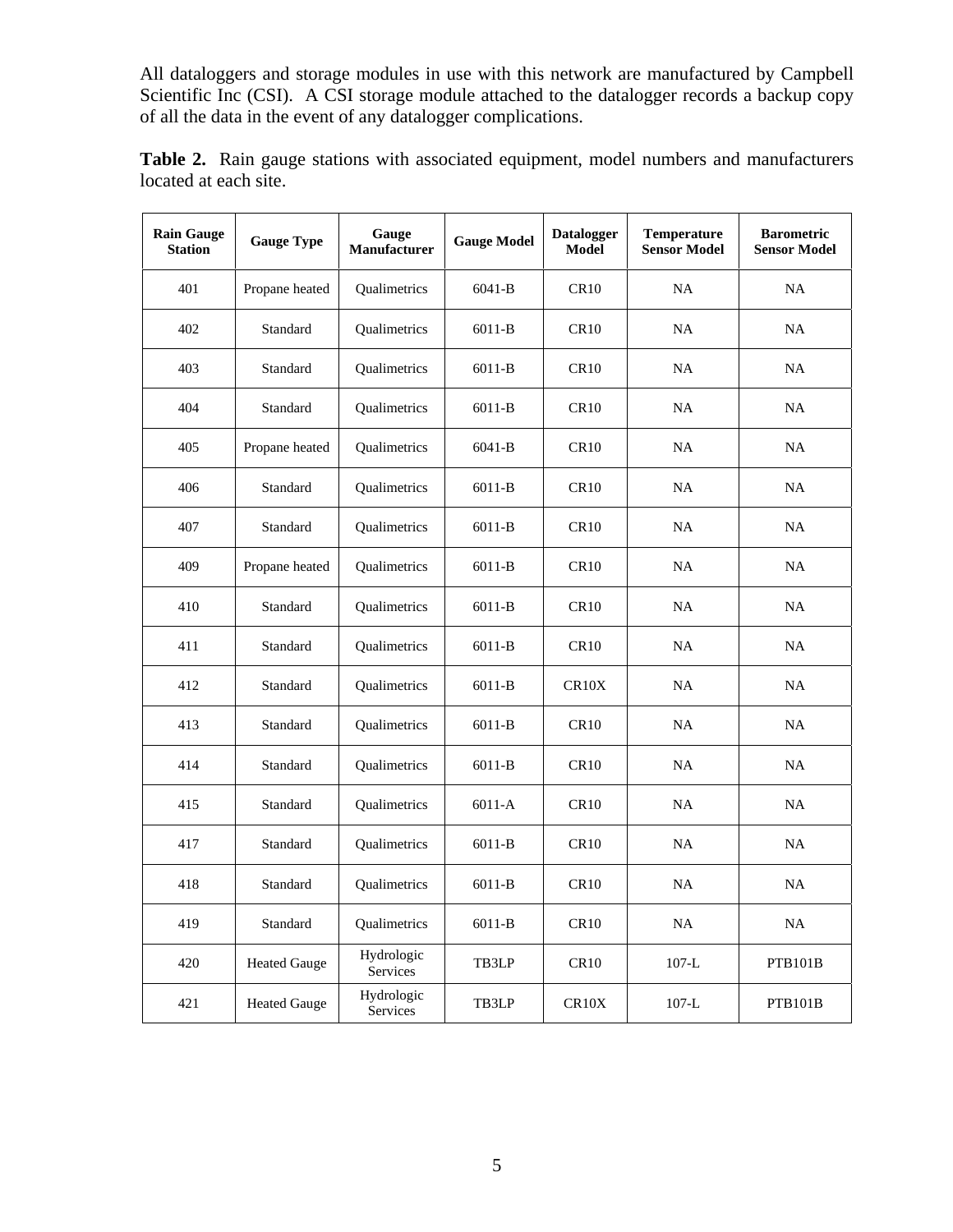All dataloggers and storage modules in use with this network are manufactured by Campbell Scientific Inc (CSI). A CSI storage module attached to the datalogger records a backup copy of all the data in the event of any datalogger complications.

**Table 2.** Rain gauge stations with associated equipment, model numbers and manufacturers located at each site.

| Rain Gauge Station | Gauge Type | Gauge Manufacturer | Gauge Model | Datalogger Model | Temperature Sensor Model | Barometric Sensor Model |
|---|---|---|---|---|---|---|
| 401 | Propane heated | Qualimetrics | 6041-B | CR10 | NA | NA |
| 402 | Standard | Qualimetrics | 6011-B | CR10 | NA | NA |
| 403 | Standard | Qualimetrics | 6011-B | CR10 | NA | NA |
| 404 | Standard | Qualimetrics | 6011-B | CR10 | NA | NA |
| 405 | Propane heated | Qualimetrics | 6041-B | CR10 | NA | NA |
| 406 | Standard | Qualimetrics | 6011-B | CR10 | NA | NA |
| 407 | Standard | Qualimetrics | 6011-B | CR10 | NA | NA |
| 409 | Propane heated | Qualimetrics | 6011-B | CR10 | NA | NA |
| 410 | Standard | Qualimetrics | 6011-B | CR10 | NA | NA |
| 411 | Standard | Qualimetrics | 6011-B | CR10 | NA | NA |
| 412 | Standard | Qualimetrics | 6011-B | CR10X | NA | NA |
| 413 | Standard | Qualimetrics | 6011-B | CR10 | NA | NA |
| 414 | Standard | Qualimetrics | 6011-B | CR10 | NA | NA |
| 415 | Standard | Qualimetrics | 6011-A | CR10 | NA | NA |
| 417 | Standard | Qualimetrics | 6011-B | CR10 | NA | NA |
| 418 | Standard | Qualimetrics | 6011-B | CR10 | NA | NA |
| 419 | Standard | Qualimetrics | 6011-B | CR10 | NA | NA |
| 420 | Heated Gauge | Hydrologic Services | TB3LP | CR10 | 107-L | PTB101B |
| 421 | Heated Gauge | Hydrologic Services | TB3LP | CR10X | 107-L | PTB101B |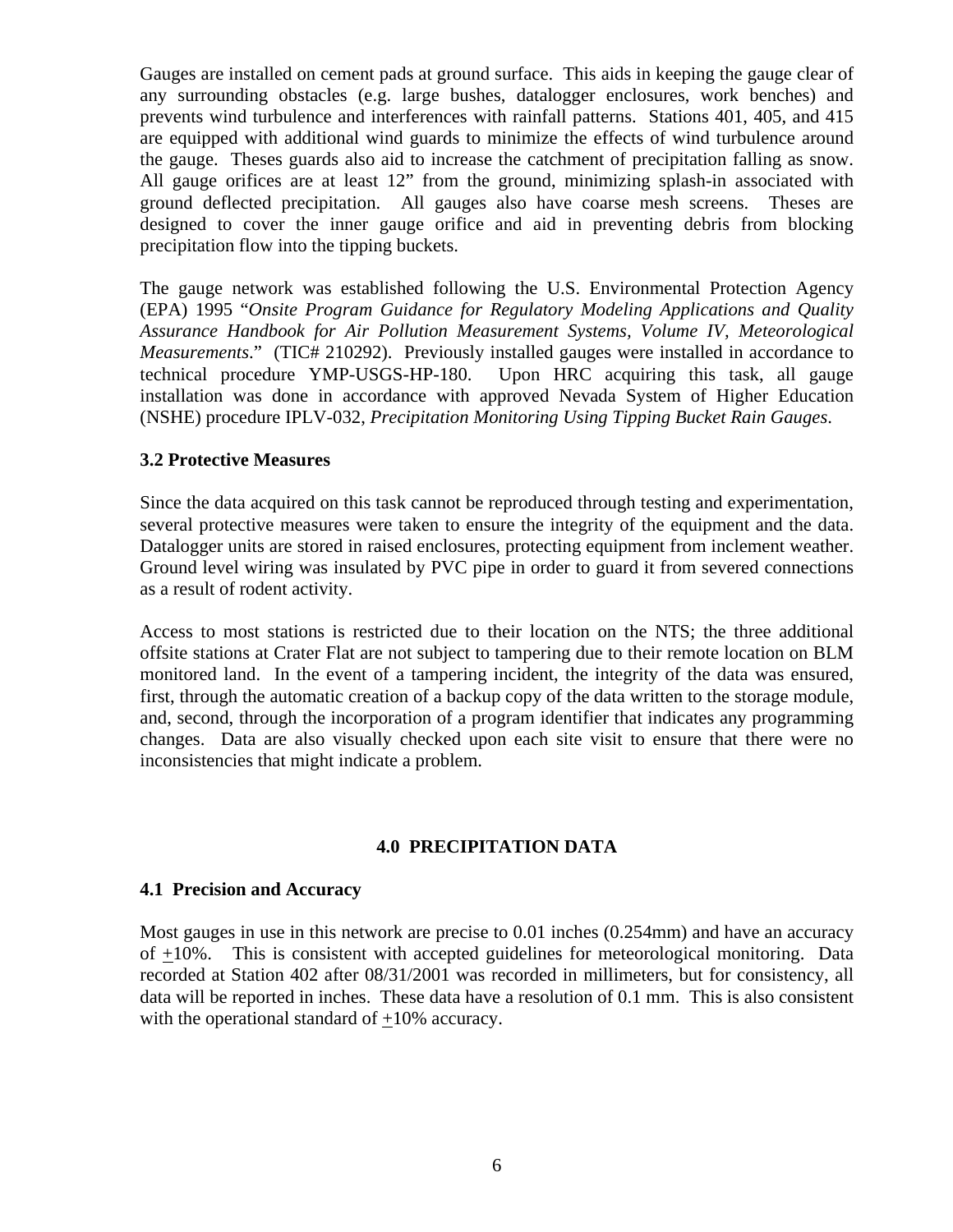Gauges are installed on cement pads at ground surface. This aids in keeping the gauge clear of any surrounding obstacles (e.g. large bushes, datalogger enclosures, work benches) and prevents wind turbulence and interferences with rainfall patterns. Stations 401, 405, and 415 are equipped with additional wind guards to minimize the effects of wind turbulence around the gauge. Theses guards also aid to increase the catchment of precipitation falling as snow. All gauge orifices are at least 12" from the ground, minimizing splash-in associated with ground deflected precipitation. All gauges also have coarse mesh screens. Theses are designed to cover the inner gauge orifice and aid in preventing debris from blocking precipitation flow into the tipping buckets.

The gauge network was established following the U.S. Environmental Protection Agency (EPA) 1995 "*Onsite Program Guidance for Regulatory Modeling Applications and Quality Assurance Handbook for Air Pollution Measurement Systems, Volume IV, Meteorological Measurements*." (TIC# 210292). Previously installed gauges were installed in accordance to technical procedure YMP-USGS-HP-180. Upon HRC acquiring this task, all gauge installation was done in accordance with approved Nevada System of Higher Education (NSHE) procedure IPLV-032, *Precipitation Monitoring Using Tipping Bucket Rain Gauges*.

### 3.2 Protective Measures

Since the data acquired on this task cannot be reproduced through testing and experimentation, several protective measures were taken to ensure the integrity of the equipment and the data. Datalogger units are stored in raised enclosures, protecting equipment from inclement weather. Ground level wiring was insulated by PVC pipe in order to guard it from severed connections as a result of rodent activity.

Access to most stations is restricted due to their location on the NTS; the three additional offsite stations at Crater Flat are not subject to tampering due to their remote location on BLM monitored land. In the event of a tampering incident, the integrity of the data was ensured, first, through the automatic creation of a backup copy of the data written to the storage module, and, second, through the incorporation of a program identifier that indicates any programming changes. Data are also visually checked upon each site visit to ensure that there were no inconsistencies that might indicate a problem.

## 4.0 PRECIPITATION DATA

### 4.1 Precision and Accuracy

Most gauges in use in this network are precise to 0.01 inches (0.254mm) and have an accuracy of ±10%. This is consistent with accepted guidelines for meteorological monitoring. Data recorded at Station 402 after 08/31/2001 was recorded in millimeters, but for consistency, all data will be reported in inches. These data have a resolution of 0.1 mm. This is also consistent with the operational standard of ±10% accuracy.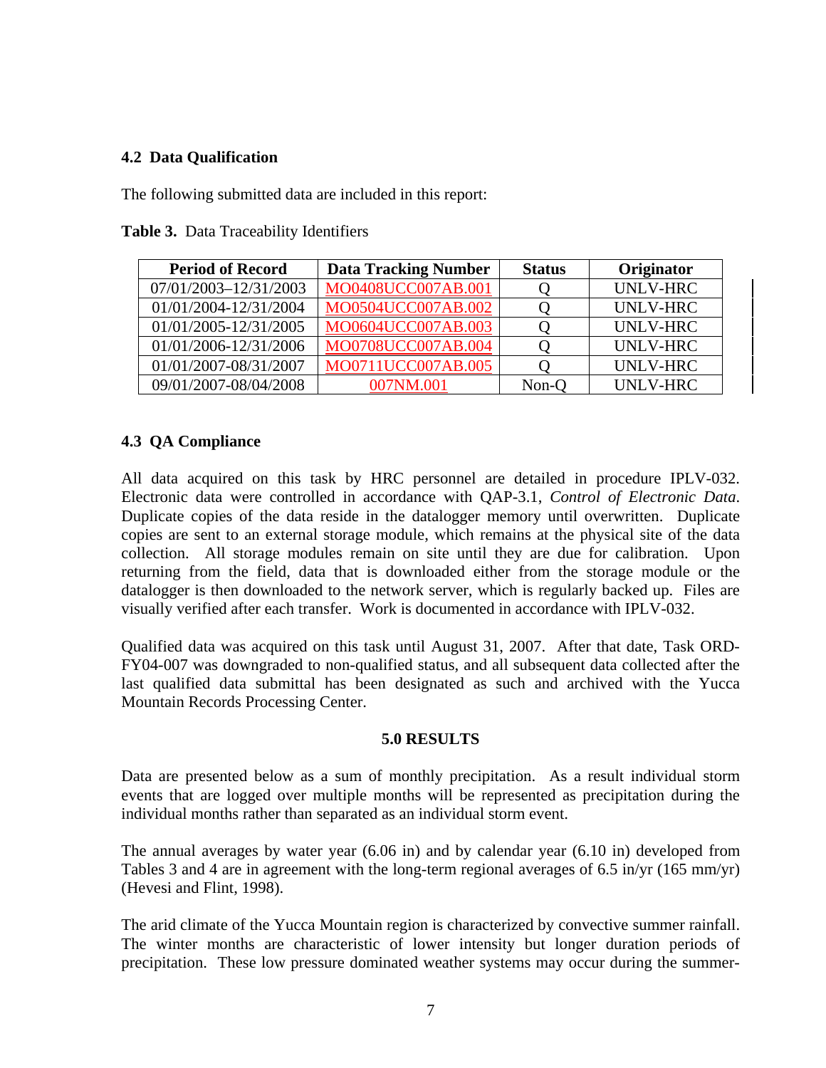### 4.2 Data Qualification

The following submitted data are included in this report:

**Table 3.** Data Traceability Identifiers

| Period of Record | Data Tracking Number | Status | Originator |
|---|---|---|---|
| 07/01/2003–12/31/2003 | MO0408UCC007AB.001 | Q | UNLV-HRC |
| 01/01/2004-12/31/2004 | MO0504UCC007AB.002 | Q | UNLV-HRC |
| 01/01/2005-12/31/2005 | MO0604UCC007AB.003 | Q | UNLV-HRC |
| 01/01/2006-12/31/2006 | MO0708UCC007AB.004 | Q | UNLV-HRC |
| 01/01/2007-08/31/2007 | MO0711UCC007AB.005 | Q | UNLV-HRC |
| 09/01/2007-08/04/2008 | 007NM.001 | Non-Q | UNLV-HRC |

### 4.3 QA Compliance

All data acquired on this task by HRC personnel are detailed in procedure IPLV-032. Electronic data were controlled in accordance with QAP-3.1, *Control of Electronic Data*. Duplicate copies of the data reside in the datalogger memory until overwritten. Duplicate copies are sent to an external storage module, which remains at the physical site of the data collection. All storage modules remain on site until they are due for calibration. Upon returning from the field, data that is downloaded either from the storage module or the datalogger is then downloaded to the network server, which is regularly backed up. Files are visually verified after each transfer. Work is documented in accordance with IPLV-032.

Qualified data was acquired on this task until August 31, 2007. After that date, Task ORD-FY04-007 was downgraded to non-qualified status, and all subsequent data collected after the last qualified data submittal has been designated as such and archived with the Yucca Mountain Records Processing Center.

## 5.0 RESULTS

Data are presented below as a sum of monthly precipitation. As a result individual storm events that are logged over multiple months will be represented as precipitation during the individual months rather than separated as an individual storm event.

The annual averages by water year (6.06 in) and by calendar year (6.10 in) developed from Tables 3 and 4 are in agreement with the long-term regional averages of 6.5 in/yr (165 mm/yr) (Hevesi and Flint, 1998).

The arid climate of the Yucca Mountain region is characterized by convective summer rainfall. The winter months are characteristic of lower intensity but longer duration periods of precipitation. These low pressure dominated weather systems may occur during the summer-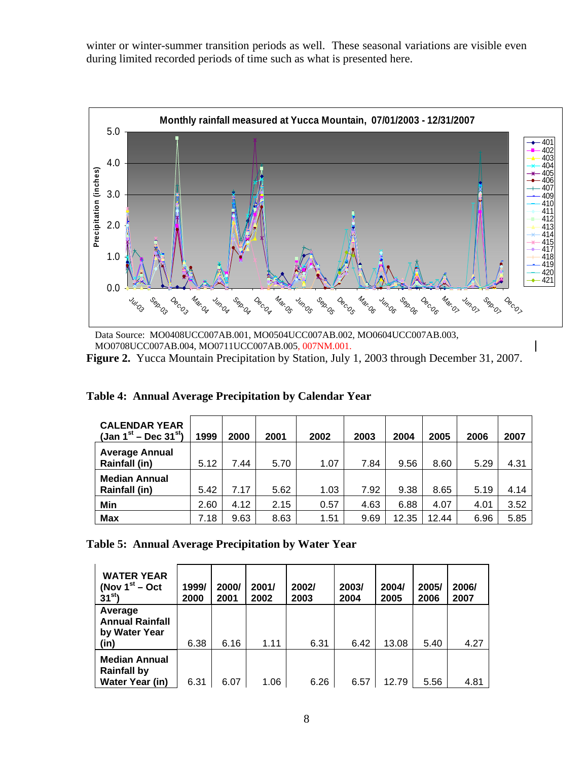winter or winter-summer transition periods as well. These seasonal variations are visible even during limited recorded periods of time such as what is presented here.

Monthly rainfall measured at Yucca Mountain, 07/01/2003 - 12/31/2007

Precipitation (inches)

5.0
4.0
3.0
2.0
1.0
0.0

Jul-03 Sep-03 Dec-03 Mar-04 Jun-04 Sep-04 Dec-04 Mar-05 Jun-05 Sep-05 Dec-05 Mar-06 Jun-06 Sep-06 Dec-06 Mar-07 Jun-07 Sep-07 Dec-07

401 402 403 404 405 406 407 409 410 411 412 413 414 415 417 418 419 420 421

Data Source: MO0408UCC007AB.001, MO0504UCC007AB.002, MO0604UCC007AB.003, MO0708UCC007AB.004, MO0711UCC007AB.005, 007NM.001.

**Figure 2.** Yucca Mountain Precipitation by Station, July 1, 2003 through December 31, 2007.

**Table 4: Annual Average Precipitation by Calendar Year**

| CALENDAR YEAR (Jan 1st – Dec 31st) | 1999 | 2000 | 2001 | 2002 | 2003 | 2004 | 2005 | 2006 | 2007 |
|---|---|---|---|---|---|---|---|---|---|
| Average Annual Rainfall (in) | 5.12 | 7.44 | 5.70 | 1.07 | 7.84 | 9.56 | 8.60 | 5.29 | 4.31 |
| Median Annual Rainfall (in) | 5.42 | 7.17 | 5.62 | 1.03 | 7.92 | 9.38 | 8.65 | 5.19 | 4.14 |
| Min | 2.60 | 4.12 | 2.15 | 0.57 | 4.63 | 6.88 | 4.07 | 4.01 | 3.52 |
| Max | 7.18 | 9.63 | 8.63 | 1.51 | 9.69 | 12.35 | 12.44 | 6.96 | 5.85 |

**Table 5: Annual Average Precipitation by Water Year**

| WATER YEAR (Nov 1st – Oct 31st) | 1999/ 2000 | 2000/ 2001 | 2001/ 2002 | 2002/ 2003 | 2003/ 2004 | 2004/ 2005 | 2005/ 2006 | 2006/ 2007 |
|---|---|---|---|---|---|---|---|---|
| Average Annual Rainfall by Water Year (in) | 6.38 | 6.16 | 1.11 | 6.31 | 6.42 | 13.08 | 5.40 | 4.27 |
| Median Annual Rainfall by Water Year (in) | 6.31 | 6.07 | 1.06 | 6.26 | 6.57 | 12.79 | 5.56 | 4.81 |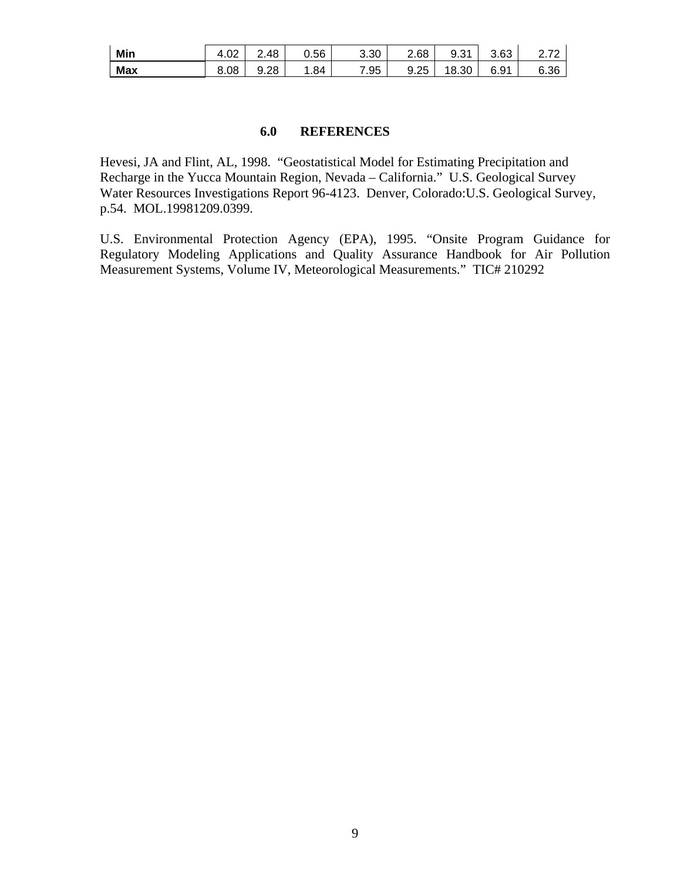| | | | | | | | | |
|---|---|---|---|---|---|---|---|---|
| **Min** | 4.02 | 2.48 | 0.56 | 3.30 | 2.68 | 9.31 | 3.63 | 2.72 |
| **Max** | 8.08 | 9.28 | 1.84 | 7.95 | 9.25 | 18.30 | 6.91 | 6.36 |

# 6.0 REFERENCES

Hevesi, JA and Flint, AL, 1998. "Geostatistical Model for Estimating Precipitation and Recharge in the Yucca Mountain Region, Nevada – California." U.S. Geological Survey Water Resources Investigations Report 96-4123. Denver, Colorado:U.S. Geological Survey, p.54. MOL.19981209.0399.

U.S. Environmental Protection Agency (EPA), 1995. "Onsite Program Guidance for Regulatory Modeling Applications and Quality Assurance Handbook for Air Pollution Measurement Systems, Volume IV, Meteorological Measurements." TIC# 210292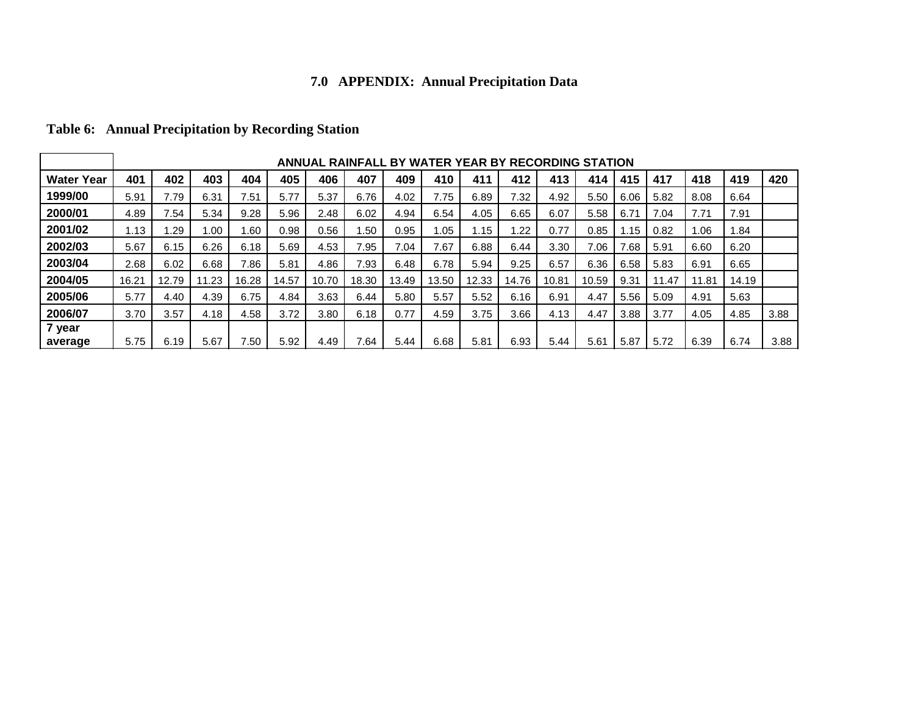# 7.0 APPENDIX: Annual Precipitation Data

## Table 6: Annual Precipitation by Recording Station

| | ANNUAL RAINFALL BY WATER YEAR BY RECORDING STATION | | | | | | | | | | | | | | | | |
|---|---|---|---|---|---|---|---|---|---|---|---|---|---|---|---|---|---|
| **Water Year** | **401** | **402** | **403** | **404** | **405** | **406** | **407** | **409** | **410** | **411** | **412** | **413** | **414** | **415** | **417** | **418** | **419** | **420** |
| **1999/00** | 5.91 | 7.79 | 6.31 | 7.51 | 5.77 | 5.37 | 6.76 | 4.02 | 7.75 | 6.89 | 7.32 | 4.92 | 5.50 | 6.06 | 5.82 | 8.08 | 6.64 | |
| **2000/01** | 4.89 | 7.54 | 5.34 | 9.28 | 5.96 | 2.48 | 6.02 | 4.94 | 6.54 | 4.05 | 6.65 | 6.07 | 5.58 | 6.71 | 7.04 | 7.71 | 7.91 | |
| **2001/02** | 1.13 | 1.29 | 1.00 | 1.60 | 0.98 | 0.56 | 1.50 | 0.95 | 1.05 | 1.15 | 1.22 | 0.77 | 0.85 | 1.15 | 0.82 | 1.06 | 1.84 | |
| **2002/03** | 5.67 | 6.15 | 6.26 | 6.18 | 5.69 | 4.53 | 7.95 | 7.04 | 7.67 | 6.88 | 6.44 | 3.30 | 7.06 | 7.68 | 5.91 | 6.60 | 6.20 | |
| **2003/04** | 2.68 | 6.02 | 6.68 | 7.86 | 5.81 | 4.86 | 7.93 | 6.48 | 6.78 | 5.94 | 9.25 | 6.57 | 6.36 | 6.58 | 5.83 | 6.91 | 6.65 | |
| **2004/05** | 16.21 | 12.79 | 11.23 | 16.28 | 14.57 | 10.70 | 18.30 | 13.49 | 13.50 | 12.33 | 14.76 | 10.81 | 10.59 | 9.31 | 11.47 | 11.81 | 14.19 | |
| **2005/06** | 5.77 | 4.40 | 4.39 | 6.75 | 4.84 | 3.63 | 6.44 | 5.80 | 5.57 | 5.52 | 6.16 | 6.91 | 4.47 | 5.56 | 5.09 | 4.91 | 5.63 | |
| **2006/07** | 3.70 | 3.57 | 4.18 | 4.58 | 3.72 | 3.80 | 6.18 | 0.77 | 4.59 | 3.75 | 3.66 | 4.13 | 4.47 | 3.88 | 3.77 | 4.05 | 4.85 | 3.88 |
| **7 year average** | 5.75 | 6.19 | 5.67 | 7.50 | 5.92 | 4.49 | 7.64 | 5.44 | 6.68 | 5.81 | 6.93 | 5.44 | 5.61 | 5.87 | 5.72 | 6.39 | 6.74 | 3.88 |